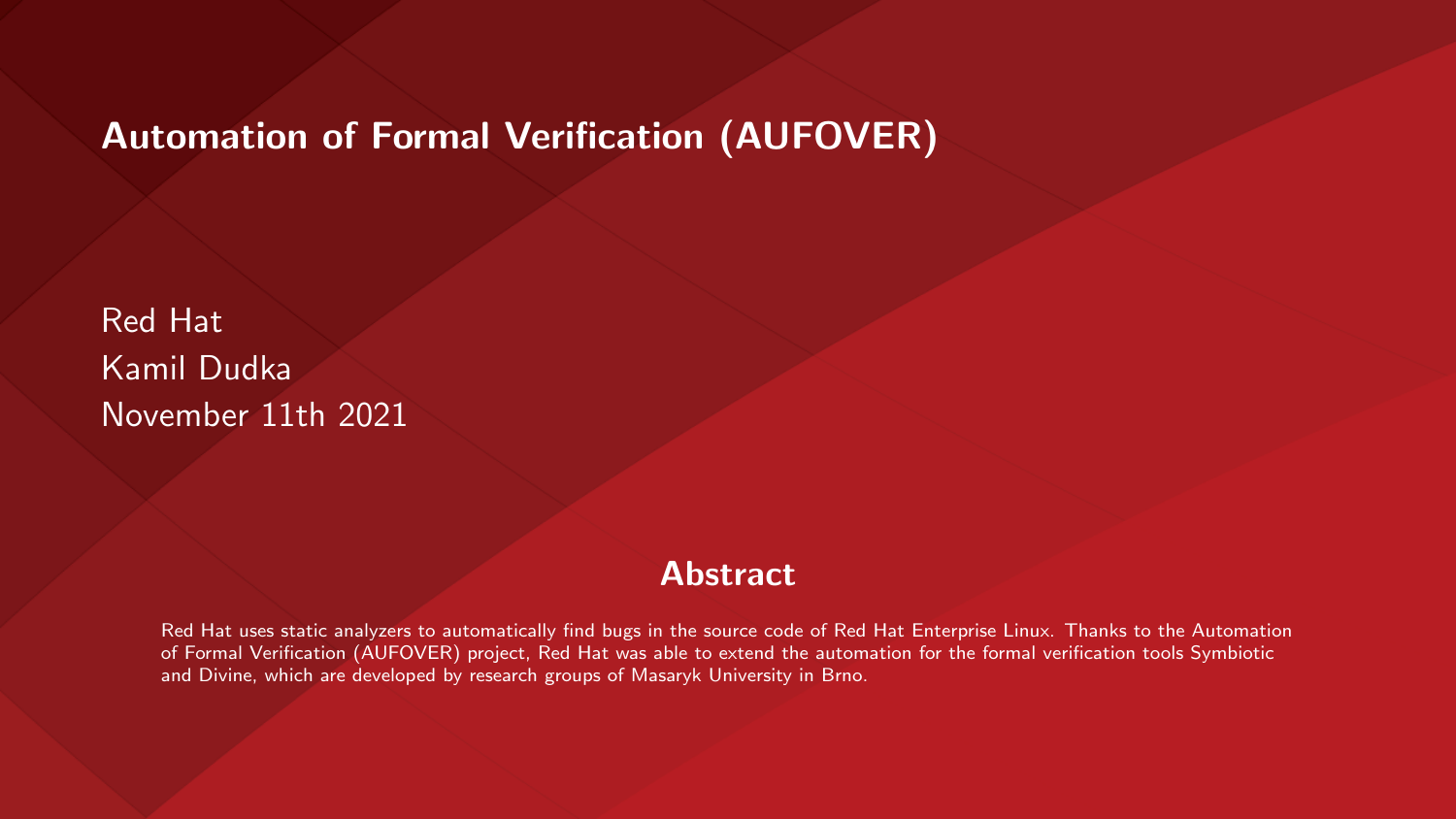# Automation of Formal Verification (AUFOVER)

Red Hat
Kamil Dudka
November 11th 2021

## Abstract

Red Hat uses static analyzers to automatically find bugs in the source code of Red Hat Enterprise Linux. Thanks to the Automation of Formal Verification (AUFOVER) project, Red Hat was able to extend the automation for the formal verification tools Symbiotic and Divine, which are developed by research groups of Masaryk University in Brno.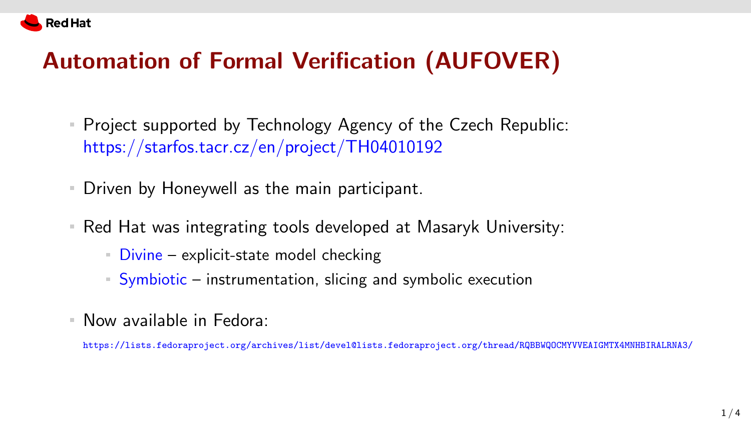# Automation of Formal Verification (AUFOVER)

- Project supported by Technology Agency of the Czech Republic: https://starfos.tacr.cz/en/project/TH04010192
- Driven by Honeywell as the main participant.
- Red Hat was integrating tools developed at Masaryk University:
  - Divine – explicit-state model checking
  - Symbiotic – instrumentation, slicing and symbolic execution
- Now available in Fedora:

  https://lists.fedoraproject.org/archives/list/devel@lists.fedoraproject.org/thread/RQBBWQOCMYVVEAIGMTX4MNHBIRALRNA3/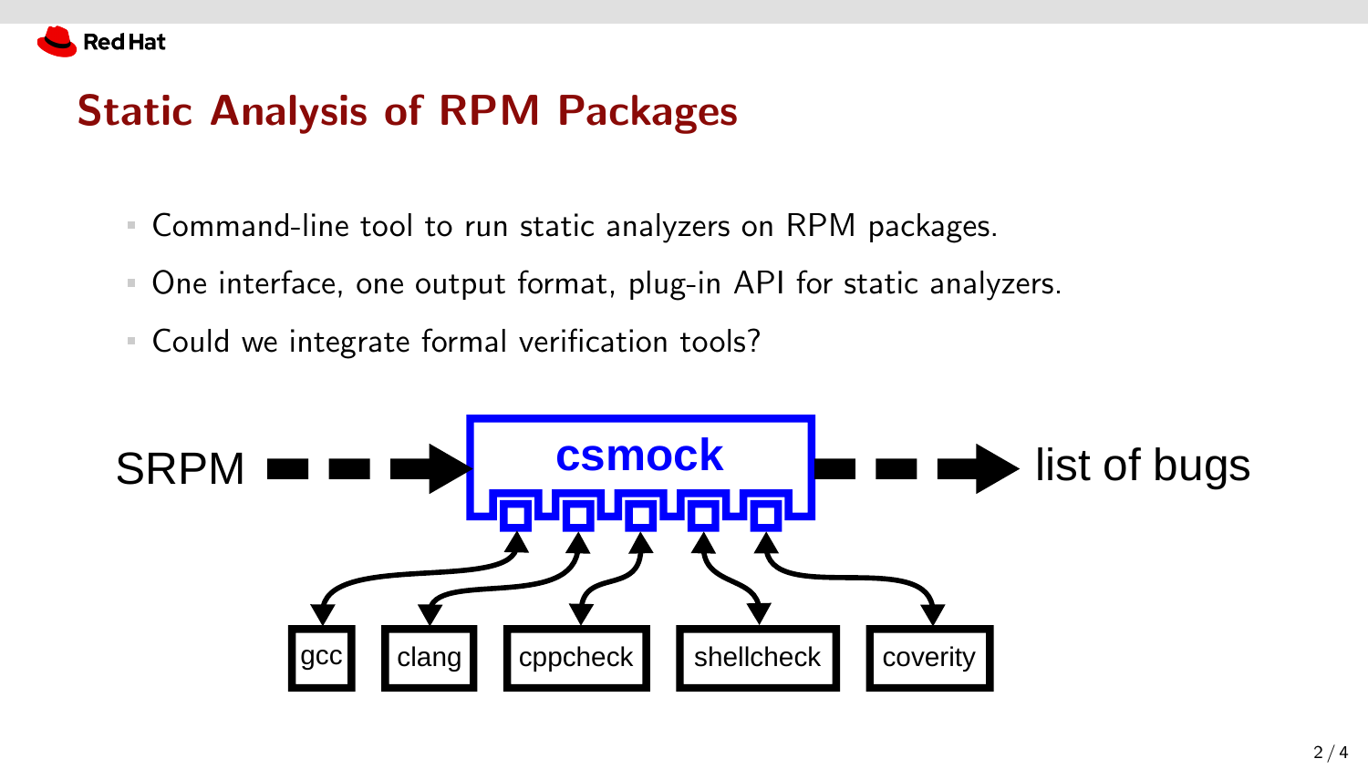# Static Analysis of RPM Packages

- Command-line tool to run static analyzers on RPM packages.
- One interface, one output format, plug-in API for static analyzers.
- Could we integrate formal verification tools?

SRPM → **csmock** → list of bugs

gcc, clang, cppcheck, shellcheck, coverity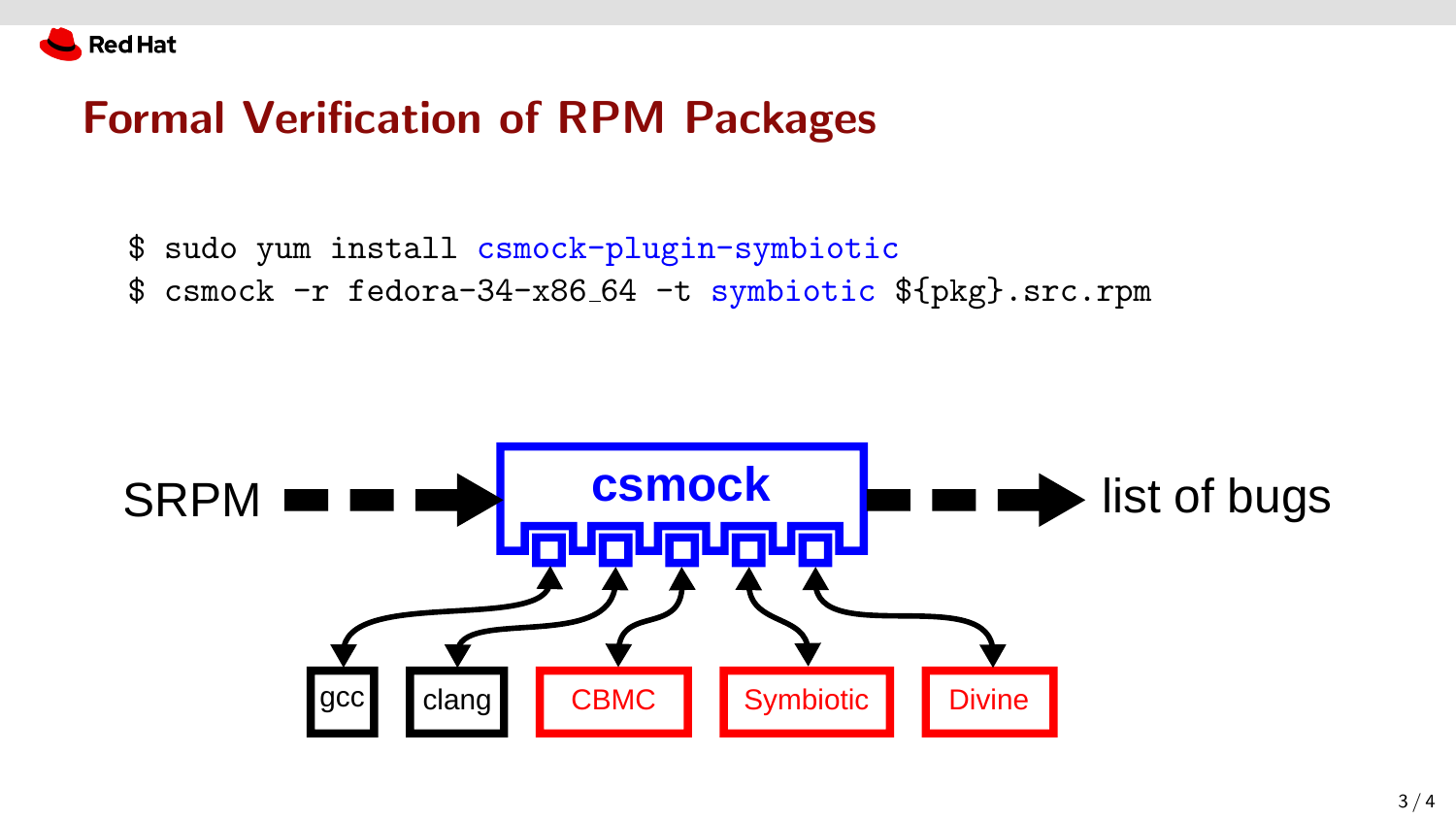# Formal Verification of RPM Packages

```
$ sudo yum install csmock-plugin-symbiotic
$ csmock -r fedora-34-x86_64 -t symbiotic ${pkg}.src.rpm
```

SRPM → csmock → list of bugs

gcc | clang | CBMC | Symbiotic | Divine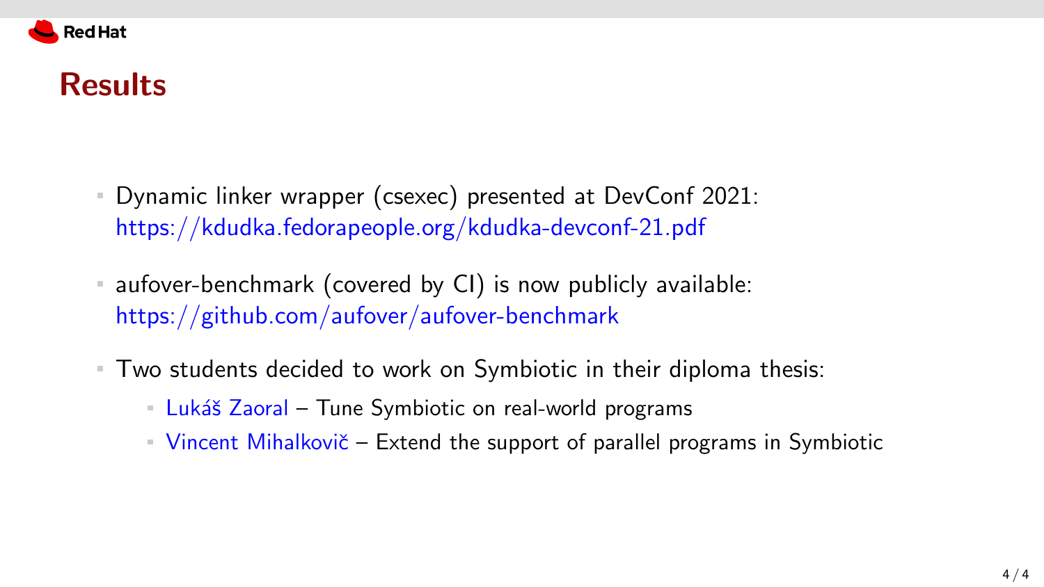# Results

- Dynamic linker wrapper (csexec) presented at DevConf 2021: https://kdudka.fedorapeople.org/kdudka-devconf-21.pdf
- aufover-benchmark (covered by CI) is now publicly available: https://github.com/aufover/aufover-benchmark
- Two students decided to work on Symbiotic in their diploma thesis:
  - Lukáš Zaoral – Tune Symbiotic on real-world programs
  - Vincent Mihalkovič – Extend the support of parallel programs in Symbiotic